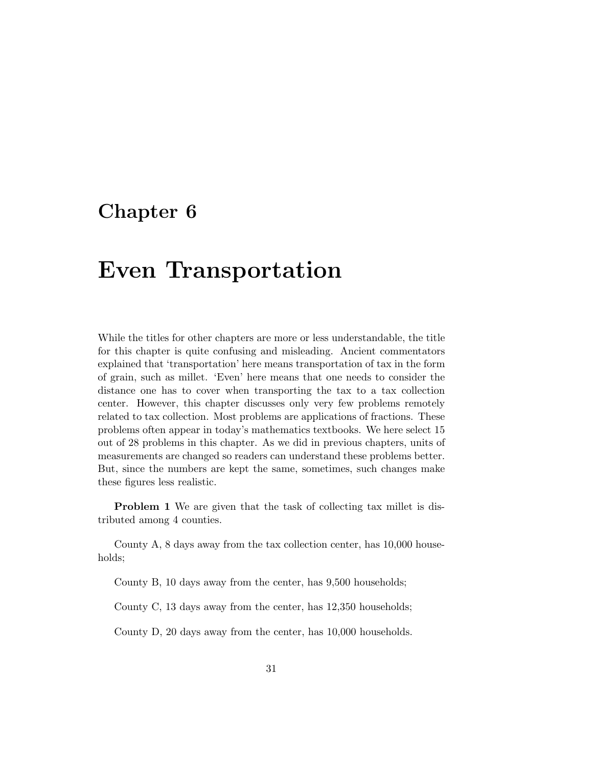# Chapter 6

# Even Transportation

While the titles for other chapters are more or less understandable, the title for this chapter is quite confusing and misleading. Ancient commentators explained that 'transportation' here means transportation of tax in the form of grain, such as millet. 'Even' here means that one needs to consider the distance one has to cover when transporting the tax to a tax collection center. However, this chapter discusses only very few problems remotely related to tax collection. Most problems are applications of fractions. These problems often appear in today's mathematics textbooks. We here select 15 out of 28 problems in this chapter. As we did in previous chapters, units of measurements are changed so readers can understand these problems better. But, since the numbers are kept the same, sometimes, such changes make these figures less realistic.

**Problem 1** We are given that the task of collecting tax millet is distributed among 4 counties.

County A, 8 days away from the tax collection center, has 10,000 households;

County B, 10 days away from the center, has 9,500 households;

County C, 13 days away from the center, has 12,350 households;

County D, 20 days away from the center, has 10,000 households.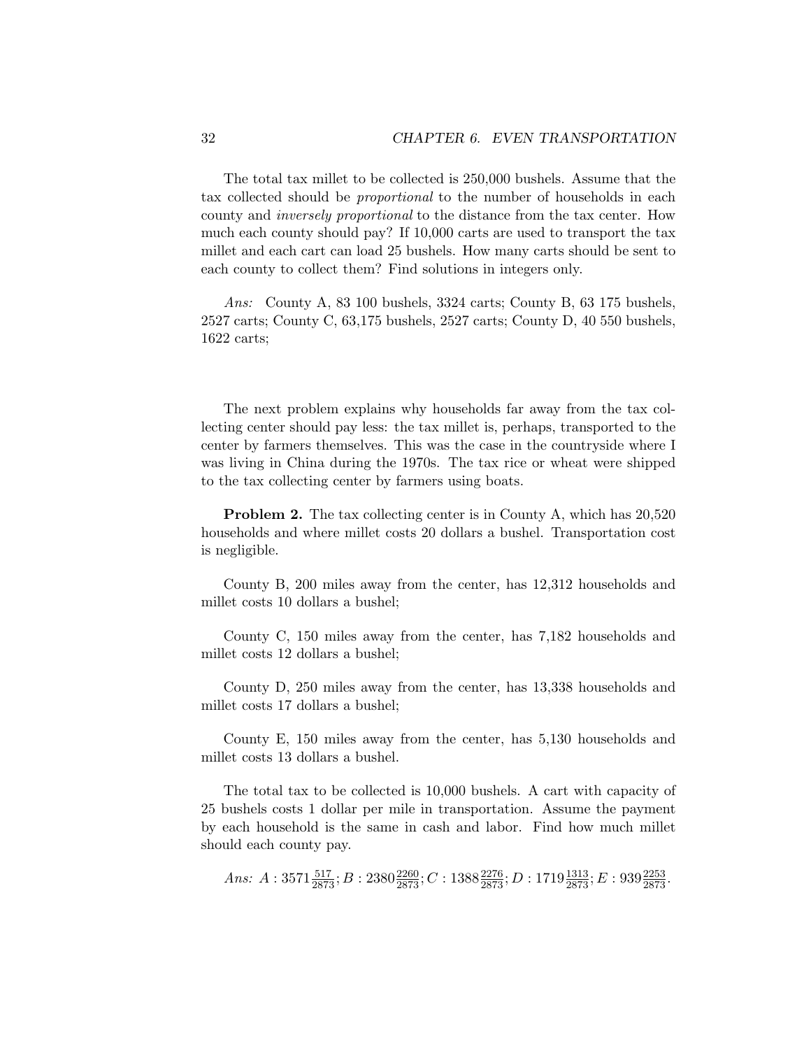The total tax millet to be collected is 250,000 bushels. Assume that the tax collected should be *proportional* to the number of households in each county and *inversely proportional* to the distance from the tax center. How much each county should pay? If 10,000 carts are used to transport the tax millet and each cart can load 25 bushels. How many carts should be sent to each county to collect them? Find solutions in integers only.

*Ans:* County A, 83 100 bushels, 3324 carts; County B, 63 175 bushels, 2527 carts; County C, 63,175 bushels, 2527 carts; County D, 40 550 bushels, 1622 carts;

The next problem explains why households far away from the tax collecting center should pay less: the tax millet is, perhaps, transported to the center by farmers themselves. This was the case in the countryside where I was living in China during the 1970s. The tax rice or wheat were shipped to the tax collecting center by farmers using boats.

**Problem 2.** The tax collecting center is in County A, which has 20,520 households and where millet costs 20 dollars a bushel. Transportation cost is negligible.

County B, 200 miles away from the center, has 12,312 households and millet costs 10 dollars a bushel;

County C, 150 miles away from the center, has 7,182 households and millet costs 12 dollars a bushel;

County D, 250 miles away from the center, has 13,338 households and millet costs 17 dollars a bushel;

County E, 150 miles away from the center, has 5,130 households and millet costs 13 dollars a bushel.

The total tax to be collected is 10,000 bushels. A cart with capacity of 25 bushels costs 1 dollar per mile in transportation. Assume the payment by each household is the same in cash and labor. Find how much millet should each county pay.

*Ans:* $A : 3571\frac{517}{2873}; B : 2380\frac{2260}{2873}; C : 1388\frac{2276}{2873}; D : 1719\frac{1313}{2873}; E : 939\frac{2253}{2873}.$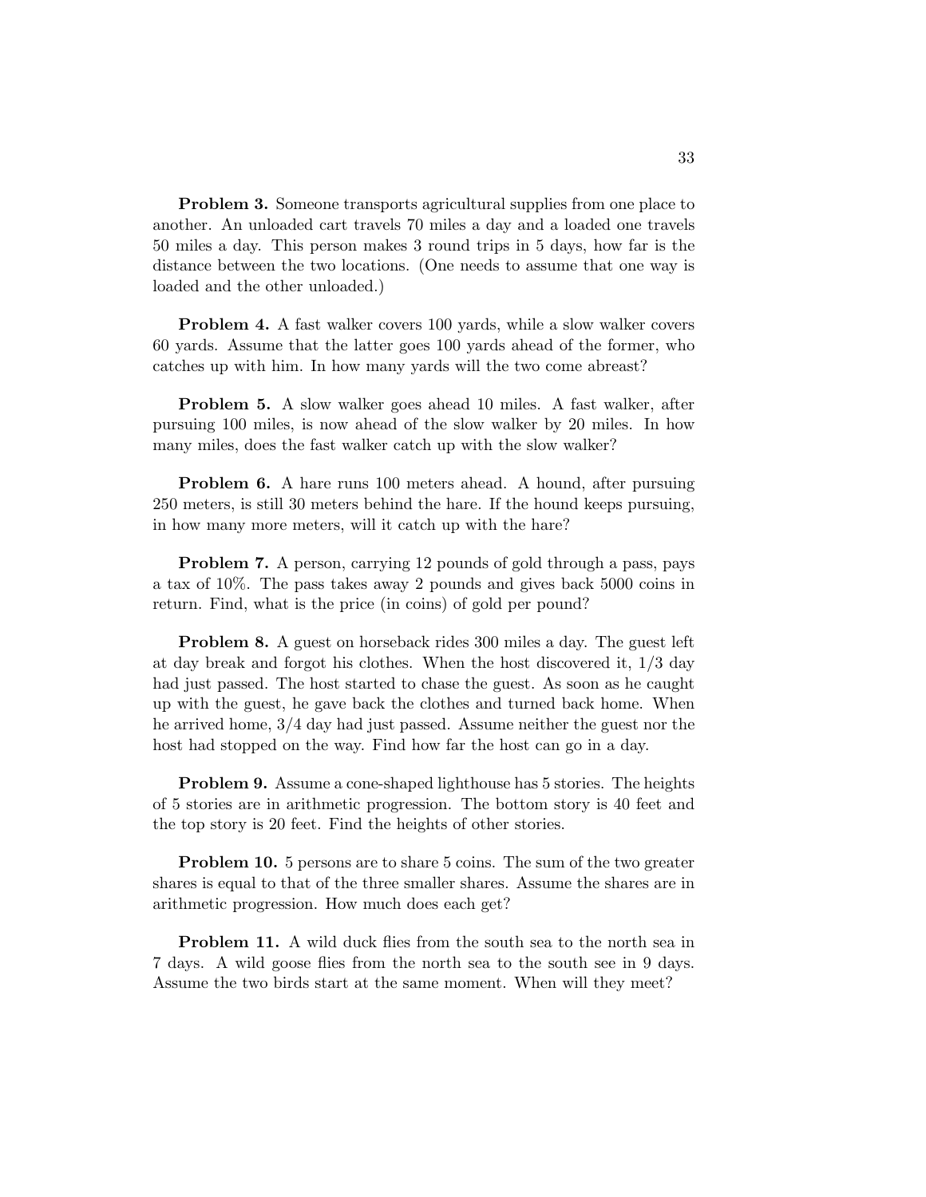**Problem 3.** Someone transports agricultural supplies from one place to another. An unloaded cart travels 70 miles a day and a loaded one travels 50 miles a day. This person makes 3 round trips in 5 days, how far is the distance between the two locations. (One needs to assume that one way is loaded and the other unloaded.)

**Problem 4.** A fast walker covers 100 yards, while a slow walker covers 60 yards. Assume that the latter goes 100 yards ahead of the former, who catches up with him. In how many yards will the two come abreast?

**Problem 5.** A slow walker goes ahead 10 miles. A fast walker, after pursuing 100 miles, is now ahead of the slow walker by 20 miles. In how many miles, does the fast walker catch up with the slow walker?

**Problem 6.** A hare runs 100 meters ahead. A hound, after pursuing 250 meters, is still 30 meters behind the hare. If the hound keeps pursuing, in how many more meters, will it catch up with the hare?

**Problem 7.** A person, carrying 12 pounds of gold through a pass, pays a tax of 10%. The pass takes away 2 pounds and gives back 5000 coins in return. Find, what is the price (in coins) of gold per pound?

**Problem 8.** A guest on horseback rides 300 miles a day. The guest left at day break and forgot his clothes. When the host discovered it, $1/3$ day had just passed. The host started to chase the guest. As soon as he caught up with the guest, he gave back the clothes and turned back home. When he arrived home, $3/4$ day had just passed. Assume neither the guest nor the host had stopped on the way. Find how far the host can go in a day.

**Problem 9.** Assume a cone-shaped lighthouse has 5 stories. The heights of 5 stories are in arithmetic progression. The bottom story is 40 feet and the top story is 20 feet. Find the heights of other stories.

**Problem 10.** 5 persons are to share 5 coins. The sum of the two greater shares is equal to that of the three smaller shares. Assume the shares are in arithmetic progression. How much does each get?

**Problem 11.** A wild duck flies from the south sea to the north sea in 7 days. A wild goose flies from the north sea to the south see in 9 days. Assume the two birds start at the same moment. When will they meet?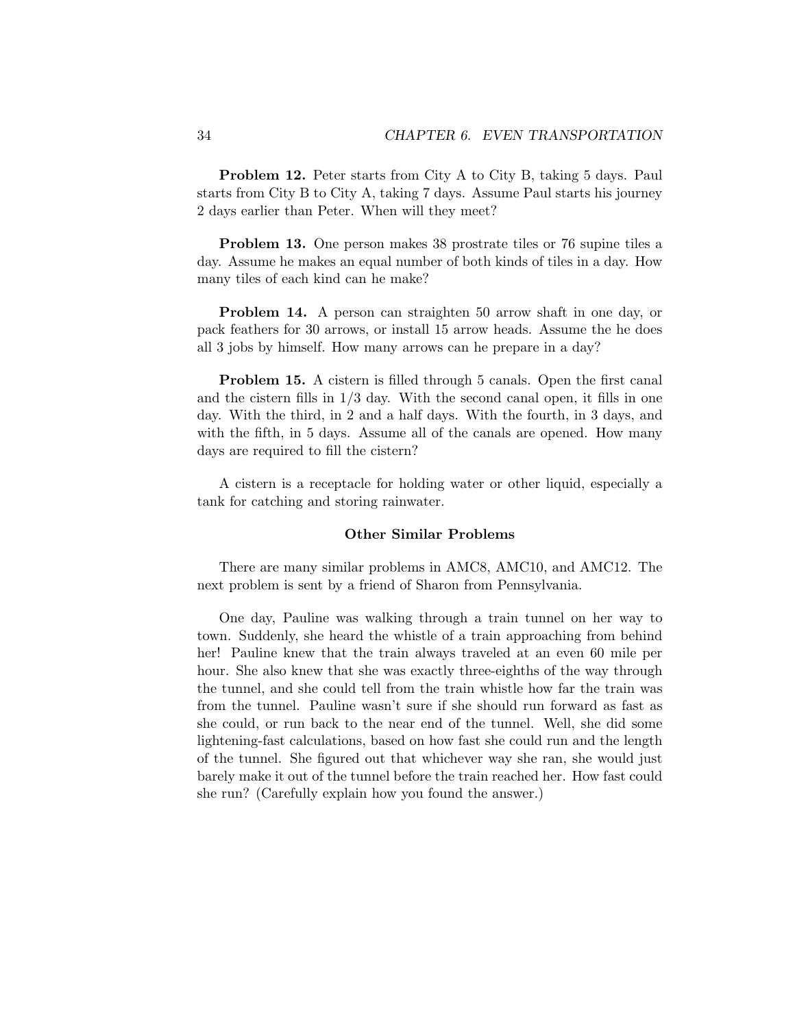**Problem 12.** Peter starts from City A to City B, taking 5 days. Paul starts from City B to City A, taking 7 days. Assume Paul starts his journey 2 days earlier than Peter. When will they meet?

**Problem 13.** One person makes 38 prostrate tiles or 76 supine tiles a day. Assume he makes an equal number of both kinds of tiles in a day. How many tiles of each kind can he make?

**Problem 14.** A person can straighten 50 arrow shaft in one day, or pack feathers for 30 arrows, or install 15 arrow heads. Assume the he does all 3 jobs by himself. How many arrows can he prepare in a day?

**Problem 15.** A cistern is filled through 5 canals. Open the first canal and the cistern fills in 1/3 day. With the second canal open, it fills in one day. With the third, in 2 and a half days. With the fourth, in 3 days, and with the fifth, in 5 days. Assume all of the canals are opened. How many days are required to fill the cistern?

A cistern is a receptacle for holding water or other liquid, especially a tank for catching and storing rainwater.

### Other Similar Problems

There are many similar problems in AMC8, AMC10, and AMC12. The next problem is sent by a friend of Sharon from Pennsylvania.

One day, Pauline was walking through a train tunnel on her way to town. Suddenly, she heard the whistle of a train approaching from behind her! Pauline knew that the train always traveled at an even 60 mile per hour. She also knew that she was exactly three-eighths of the way through the tunnel, and she could tell from the train whistle how far the train was from the tunnel. Pauline wasn't sure if she should run forward as fast as she could, or run back to the near end of the tunnel. Well, she did some lightening-fast calculations, based on how fast she could run and the length of the tunnel. She figured out that whichever way she ran, she would just barely make it out of the tunnel before the train reached her. How fast could she run? (Carefully explain how you found the answer.)